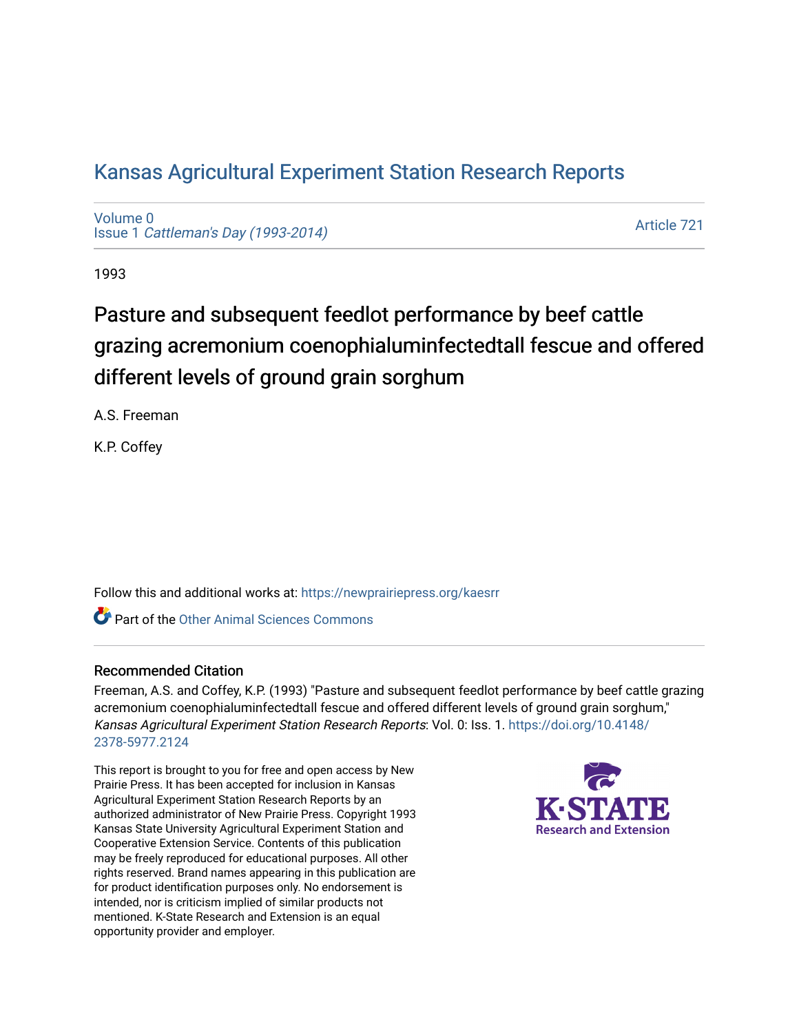# Kansas Agricultural Experiment Station Research Reports

Volume 0
Issue 1 *Cattleman's Day (1993-2014)*

Article 721

1993

## Pasture and subsequent feedlot performance by beef cattle grazing acremonium coenophialuminfectedtall fescue and offered different levels of ground grain sorghum

A.S. Freeman

K.P. Coffey

Follow this and additional works at: https://newprairiepress.org/kaesrr

Part of the Other Animal Sciences Commons

### Recommended Citation

Freeman, A.S. and Coffey, K.P. (1993) "Pasture and subsequent feedlot performance by beef cattle grazing acremonium coenophialuminfectedtall fescue and offered different levels of ground grain sorghum," *Kansas Agricultural Experiment Station Research Reports*: Vol. 0: Iss. 1. https://doi.org/10.4148/2378-5977.2124

This report is brought to you for free and open access by New Prairie Press. It has been accepted for inclusion in Kansas Agricultural Experiment Station Research Reports by an authorized administrator of New Prairie Press. Copyright 1993 Kansas State University Agricultural Experiment Station and Cooperative Extension Service. Contents of this publication may be freely reproduced for educational purposes. All other rights reserved. Brand names appearing in this publication are for product identification purposes only. No endorsement is intended, nor is criticism implied of similar products not mentioned. K-State Research and Extension is an equal opportunity provider and employer.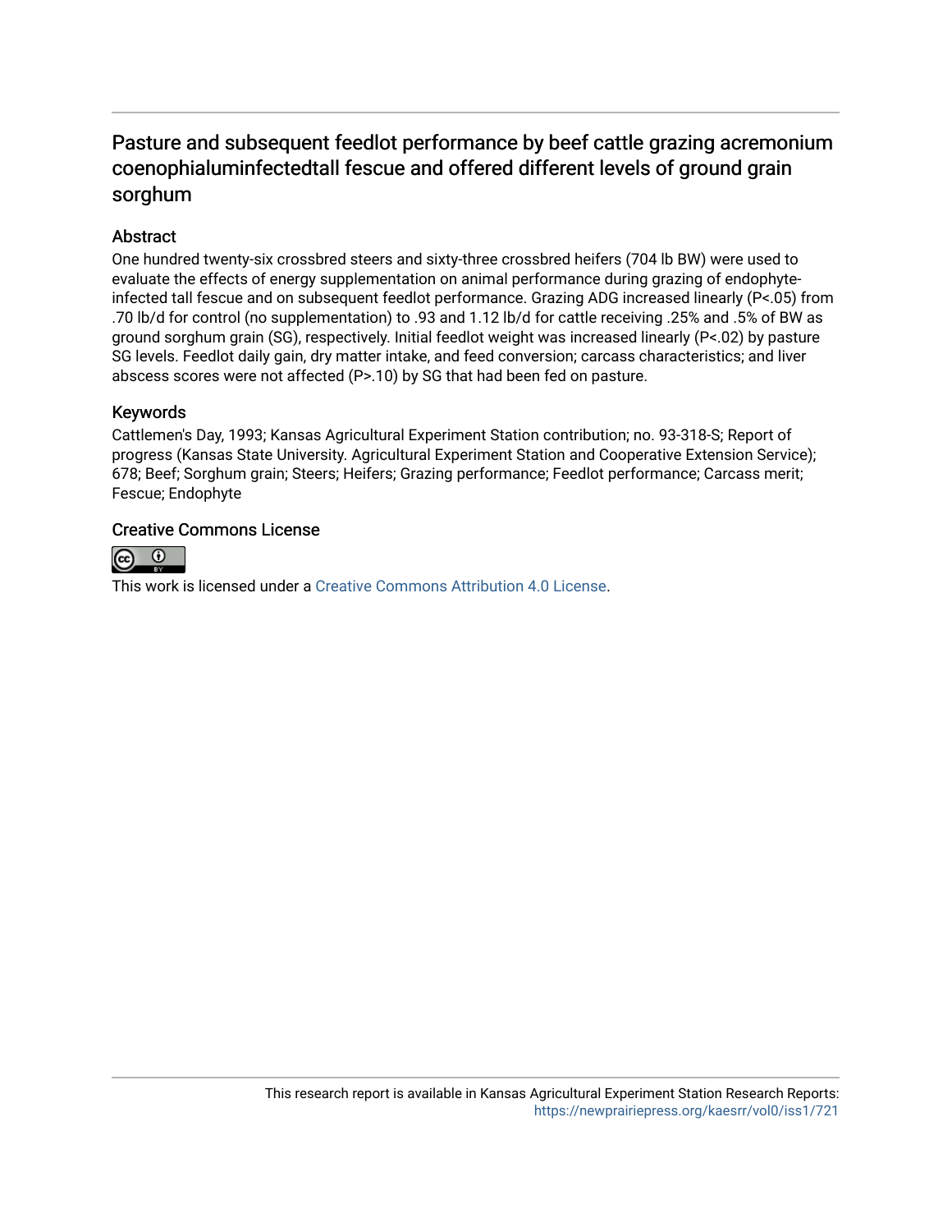# Pasture and subsequent feedlot performance by beef cattle grazing acremonium coenophialuminfectedtall fescue and offered different levels of ground grain sorghum

## Abstract

One hundred twenty-six crossbred steers and sixty-three crossbred heifers (704 lb BW) were used to evaluate the effects of energy supplementation on animal performance during grazing of endophyte-infected tall fescue and on subsequent feedlot performance. Grazing ADG increased linearly (P<.05) from .70 lb/d for control (no supplementation) to .93 and 1.12 lb/d for cattle receiving .25% and .5% of BW as ground sorghum grain (SG), respectively. Initial feedlot weight was increased linearly (P<.02) by pasture SG levels. Feedlot daily gain, dry matter intake, and feed conversion; carcass characteristics; and liver abscess scores were not affected (P>.10) by SG that had been fed on pasture.

## Keywords

Cattlemen's Day, 1993; Kansas Agricultural Experiment Station contribution; no. 93-318-S; Report of progress (Kansas State University. Agricultural Experiment Station and Cooperative Extension Service); 678; Beef; Sorghum grain; Steers; Heifers; Grazing performance; Feedlot performance; Carcass merit; Fescue; Endophyte

## Creative Commons License

This work is licensed under a Creative Commons Attribution 4.0 License.

This research report is available in Kansas Agricultural Experiment Station Research Reports: https://newprairiepress.org/kaesrr/vol0/iss1/721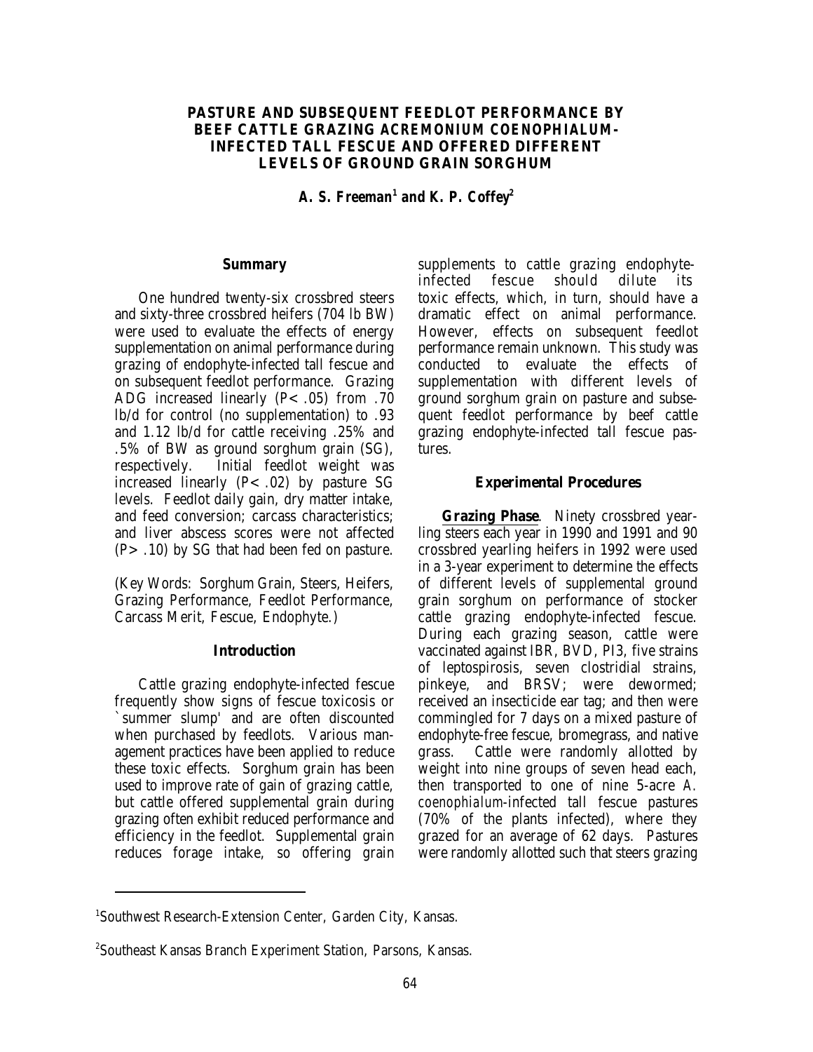# PASTURE AND SUBSEQUENT FEEDLOT PERFORMANCE BY BEEF CATTLE GRAZING ACREMONIUM COENOPHIALUM-INFECTED TALL FESCUE AND OFFERED DIFFERENT LEVELS OF GROUND GRAIN SORGHUM

***A. S. Freeman[1] and K. P. Coffey[2]***

## Summary

One hundred twenty-six crossbred steers and sixty-three crossbred heifers (704 lb BW) were used to evaluate the effects of energy supplementation on animal performance during grazing of endophyte-infected tall fescue and on subsequent feedlot performance. Grazing ADG increased linearly ($P < .05$) from .70 lb/d for control (no supplementation) to .93 and 1.12 lb/d for cattle receiving .25% and .5% of BW as ground sorghum grain (SG), respectively. Initial feedlot weight was increased linearly ($P < .02$) by pasture SG levels. Feedlot daily gain, dry matter intake, and feed conversion; carcass characteristics; and liver abscess scores were not affected ($P > .10$) by SG that had been fed on pasture.

(Key Words: Sorghum Grain, Steers, Heifers, Grazing Performance, Feedlot Performance, Carcass Merit, Fescue, Endophyte.)

## Introduction

Cattle grazing endophyte-infected fescue frequently show signs of fescue toxicosis or `summer slump' and are often discounted when purchased by feedlots. Various management practices have been applied to reduce these toxic effects. Sorghum grain has been used to improve rate of gain of grazing cattle, but cattle offered supplemental grain during grazing often exhibit reduced performance and efficiency in the feedlot. Supplemental grain reduces forage intake, so offering grain supplements to cattle grazing endophyte-infected fescue should dilute its toxic effects, which, in turn, should have a dramatic effect on animal performance. However, effects on subsequent feedlot performance remain unknown. This study was conducted to evaluate the effects of supplementation with different levels of ground sorghum grain on pasture and subsequent feedlot performance by beef cattle grazing endophyte-infected tall fescue pastures.

## Experimental Procedures

**Grazing Phase**. Ninety crossbred yearling steers each year in 1990 and 1991 and 90 crossbred yearling heifers in 1992 were used in a 3-year experiment to determine the effects of different levels of supplemental ground grain sorghum on performance of stocker cattle grazing endophyte-infected fescue. During each grazing season, cattle were vaccinated against IBR, BVD, PI3, five strains of leptospirosis, seven clostridial strains, pinkeye, and BRSV; were dewormed; received an insecticide ear tag; and then were commingled for 7 days on a mixed pasture of endophyte-free fescue, bromegrass, and native grass. Cattle were randomly allotted by weight into nine groups of seven head each, then transported to one of nine 5-acre *A. coenophialum*-infected tall fescue pastures (70% of the plants infected), where they grazed for an average of 62 days. Pastures were randomly allotted such that steers grazing

[1]Southwest Research-Extension Center, Garden City, Kansas.

[2]Southeast Kansas Branch Experiment Station, Parsons, Kansas.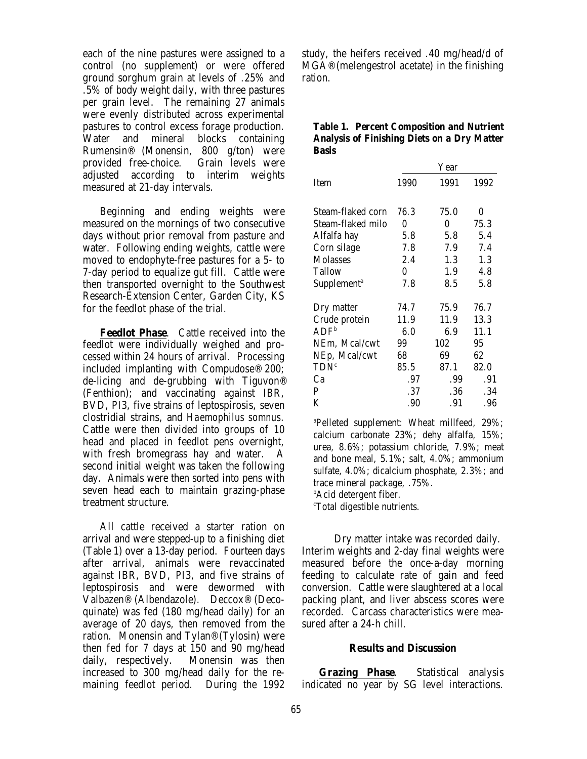each of the nine pastures were assigned to a control (no supplement) or were offered ground sorghum grain at levels of .25% and .5% of body weight daily, with three pastures per grain level. The remaining 27 animals were evenly distributed across experimental pastures to control excess forage production. Water and mineral blocks containing Rumensin® (Monensin, 800 g/ton) were provided free-choice. Grain levels were adjusted according to interim weights measured at 21-day intervals.

Beginning and ending weights were measured on the mornings of two consecutive days without prior removal from pasture and water. Following ending weights, cattle were moved to endophyte-free pastures for a 5- to 7-day period to equalize gut fill. Cattle were then transported overnight to the Southwest Research-Extension Center, Garden City, KS for the feedlot phase of the trial.

**Feedlot Phase**. Cattle received into the feedlot were individually weighed and processed within 24 hours of arrival. Processing included implanting with Compudose® 200; de-licing and de-grubbing with Tiguvon® (Fenthion); and vaccinating against IBR, BVD, PI3, five strains of leptospirosis, seven clostridial strains, and *Haemophilus somnus*. Cattle were then divided into groups of 10 head and placed in feedlot pens overnight, with fresh bromegrass hay and water. A second initial weight was taken the following day. Animals were then sorted into pens with seven head each to maintain grazing-phase treatment structure.

All cattle received a starter ration on arrival and were stepped-up to a finishing diet (Table 1) over a 13-day period. Fourteen days after arrival, animals were revaccinated against IBR, BVD, PI3, and five strains of leptospirosis and were dewormed with Valbazen® (Albendazole). Deccox® (Decoquinate) was fed (180 mg/head daily) for an average of 20 days, then removed from the ration. Monensin and Tylan® (Tylosin) were then fed for 7 days at 150 and 90 mg/head daily, respectively. Monensin was then increased to 300 mg/head daily for the remaining feedlot period. During the 1992 study, the heifers received .40 mg/head/d of MGA® (melengestrol acetate) in the finishing ration.

**Table 1. Percent Composition and Nutrient Analysis of Finishing Diets on a Dry Matter Basis**

| | Year | | |
|---|---|---|---|
| Item | 1990 | 1991 | 1992 |
| Steam-flaked corn | 76.3 | 75.0 | 0 |
| Steam-flaked milo | 0 | 0 | 75.3 |
| Alfalfa hay | 5.8 | 5.8 | 5.4 |
| Corn silage | 7.8 | 7.9 | 7.4 |
| Molasses | 2.4 | 1.3 | 1.3 |
| Tallow | 0 | 1.9 | 4.8 |
| Supplement[a] | 7.8 | 8.5 | 5.8 |
| Dry matter | 74.7 | 75.9 | 76.7 |
| Crude protein | 11.9 | 11.9 | 13.3 |
| ADF[b] | 6.0 | 6.9 | 11.1 |
| NEm, Mcal/cwt | 99 | 102 | 95 |
| NEp, Mcal/cwt | 68 | 69 | 62 |
| TDN[c] | 85.5 | 87.1 | 82.0 |
| Ca | .97 | .99 | .91 |
| P | .37 | .36 | .34 |
| K | .90 | .91 | .96 |

[a]Pelleted supplement: Wheat millfeed, 29%; calcium carbonate 23%; dehy alfalfa, 15%; urea, 8.6%; potassium chloride, 7.9%; meat and bone meal, 5.1%; salt, 4.0%; ammonium sulfate, 4.0%; dicalcium phosphate, 2.3%; and trace mineral package, .75%.
[b]Acid detergent fiber.
[c]Total digestible nutrients.

Dry matter intake was recorded daily. Interim weights and 2-day final weights were measured before the once-a-day morning feeding to calculate rate of gain and feed conversion. Cattle were slaughtered at a local packing plant, and liver abscess scores were recorded. Carcass characteristics were measured after a 24-h chill.

## Results and Discussion

**Grazing Phase**. Statistical analysis indicated no year by SG level interactions.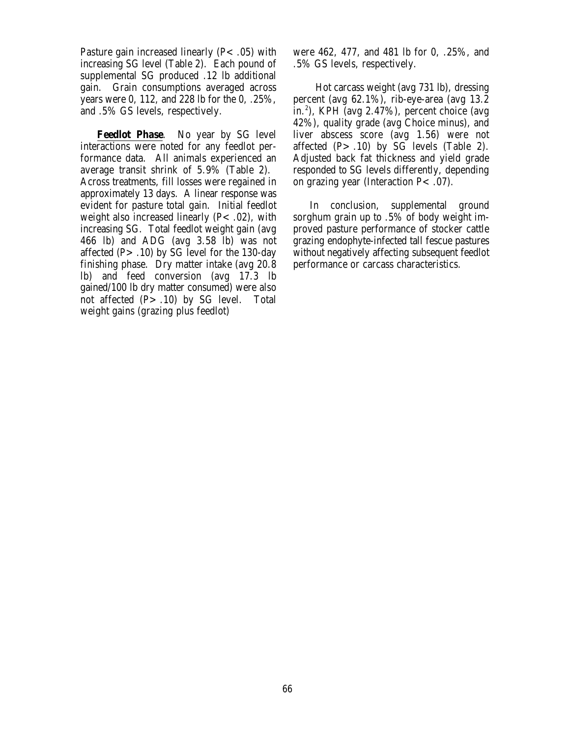Pasture gain increased linearly ($P < .05$) with increasing SG level (Table 2). Each pound of supplemental SG produced .12 lb additional gain. Grain consumptions averaged across years were 0, 112, and 228 lb for the 0, .25%, and .5% GS levels, respectively.

**Feedlot Phase**. No year by SG level interactions were noted for any feedlot performance data. All animals experienced an average transit shrink of 5.9% (Table 2). Across treatments, fill losses were regained in approximately 13 days. A linear response was evident for pasture total gain. Initial feedlot weight also increased linearly ($P < .02$), with increasing SG. Total feedlot weight gain (avg 466 lb) and ADG (avg 3.58 lb) was not affected ($P > .10$) by SG level for the 130-day finishing phase. Dry matter intake (avg 20.8 lb) and feed conversion (avg 17.3 lb gained/100 lb dry matter consumed) were also not affected ($P > .10$) by SG level. Total weight gains (grazing plus feedlot) were 462, 477, and 481 lb for 0, .25%, and .5% GS levels, respectively.

Hot carcass weight (avg 731 lb), dressing percent (avg 62.1%), rib-eye-area (avg 13.2 in.$^2$), KPH (avg 2.47%), percent choice (avg 42%), quality grade (avg Choice minus), and liver abscess score (avg 1.56) were not affected ($P > .10$) by SG levels (Table 2). Adjusted back fat thickness and yield grade responded to SG levels differently, depending on grazing year (Interaction $P < .07$).

In conclusion, supplemental ground sorghum grain up to .5% of body weight improved pasture performance of stocker cattle grazing endophyte-infected tall fescue pastures without negatively affecting subsequent feedlot performance or carcass characteristics.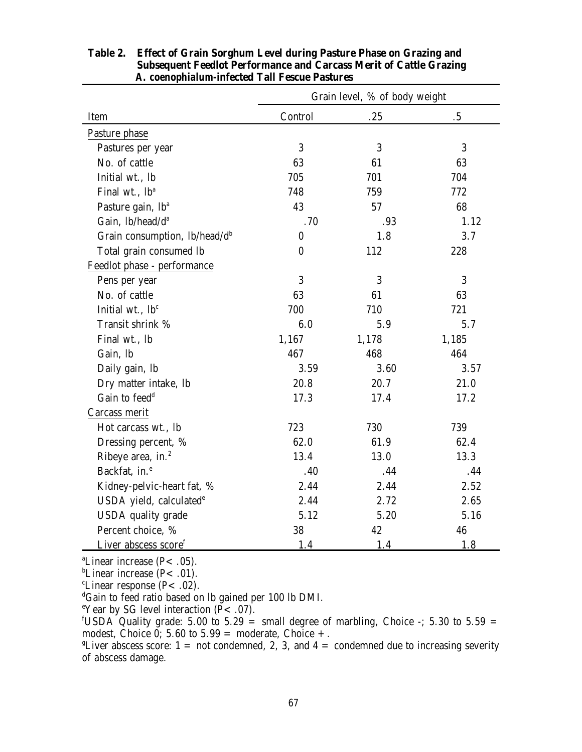**Table 2. Effect of Grain Sorghum Level during Pasture Phase on Grazing and Subsequent Feedlot Performance and Carcass Merit of Cattle Grazing *A. coenophialum*-infected Tall Fescue Pastures**

| | Grain level, % of body weight | | |
|---|---|---|---|
| Item | Control | .25 | .5 |
| Pasture phase | | | |
| Pastures per year | 3 | 3 | 3 |
| No. of cattle | 63 | 61 | 63 |
| Initial wt., lb | 705 | 701 | 704 |
| Final wt., lb[a] | 748 | 759 | 772 |
| Pasture gain, lb[a] | 43 | 57 | 68 |
| Gain, lb/head/d[a] | .70 | .93 | 1.12 |
| Grain consumption, lb/head/d[b] | 0 | 1.8 | 3.7 |
| Total grain consumed lb | 0 | 112 | 228 |
| Feedlot phase - performance | | | |
| Pens per year | 3 | 3 | 3 |
| No. of cattle | 63 | 61 | 63 |
| Initial wt., lb[c] | 700 | 710 | 721 |
| Transit shrink % | 6.0 | 5.9 | 5.7 |
| Final wt., lb | 1,167 | 1,178 | 1,185 |
| Gain, lb | 467 | 468 | 464 |
| Daily gain, lb | 3.59 | 3.60 | 3.57 |
| Dry matter intake, lb | 20.8 | 20.7 | 21.0 |
| Gain to feed[d] | 17.3 | 17.4 | 17.2 |
| Carcass merit | | | |
| Hot carcass wt., lb | 723 | 730 | 739 |
| Dressing percent, % | 62.0 | 61.9 | 62.4 |
| Ribeye area, in.$^2$ | 13.4 | 13.0 | 13.3 |
| Backfat, in.[e] | .40 | .44 | .44 |
| Kidney-pelvic-heart fat, % | 2.44 | 2.44 | 2.52 |
| USDA yield, calculated[e] | 2.44 | 2.72 | 2.65 |
| USDA quality grade | 5.12 | 5.20 | 5.16 |
| Percent choice, % | 38 | 42 | 46 |
| Liver abscess score[f] | 1.4 | 1.4 | 1.8 |

[a]Linear increase ($P < .05$).
[b]Linear increase ($P < .01$).
[c]Linear response ($P < .02$).
[d]Gain to feed ratio based on lb gained per 100 lb DMI.
[e]Year by SG level interaction ($P < .07$).
[f]USDA Quality grade: 5.00 to 5.29 = small degree of marbling, Choice -; 5.30 to 5.59 = modest, Choice 0; 5.60 to 5.99 = moderate, Choice + .
[g]Liver abscess score: 1 = not condemned, 2, 3, and 4 = condemned due to increasing severity of abscess damage.